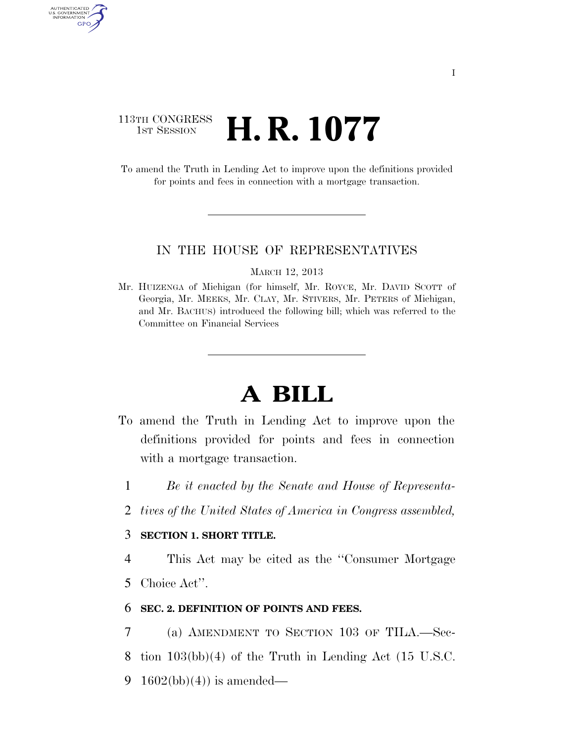113TH CONGRESS
1ST SESSION

# H. R. 1077

To amend the Truth in Lending Act to improve upon the definitions provided for points and fees in connection with a mortgage transaction.

IN THE HOUSE OF REPRESENTATIVES

MARCH 12, 2013

Mr. HUIZENGA of Michigan (for himself, Mr. ROYCE, Mr. DAVID SCOTT of Georgia, Mr. MEEKS, Mr. CLAY, Mr. STIVERS, Mr. PETERS of Michigan, and Mr. BACHUS) introduced the following bill; which was referred to the Committee on Financial Services

# A BILL

To amend the Truth in Lending Act to improve upon the definitions provided for points and fees in connection with a mortgage transaction.

1 *Be it enacted by the Senate and House of Representa-*
2 *tives of the United States of America in Congress assembled,*

3 **SECTION 1. SHORT TITLE.**

4 This Act may be cited as the ''Consumer Mortgage
5 Choice Act''.

6 **SEC. 2. DEFINITION OF POINTS AND FEES.**

7 (a) AMENDMENT TO SECTION 103 OF TILA.—Sec-
8 tion 103(bb)(4) of the Truth in Lending Act (15 U.S.C.
9 1602(bb)(4)) is amended—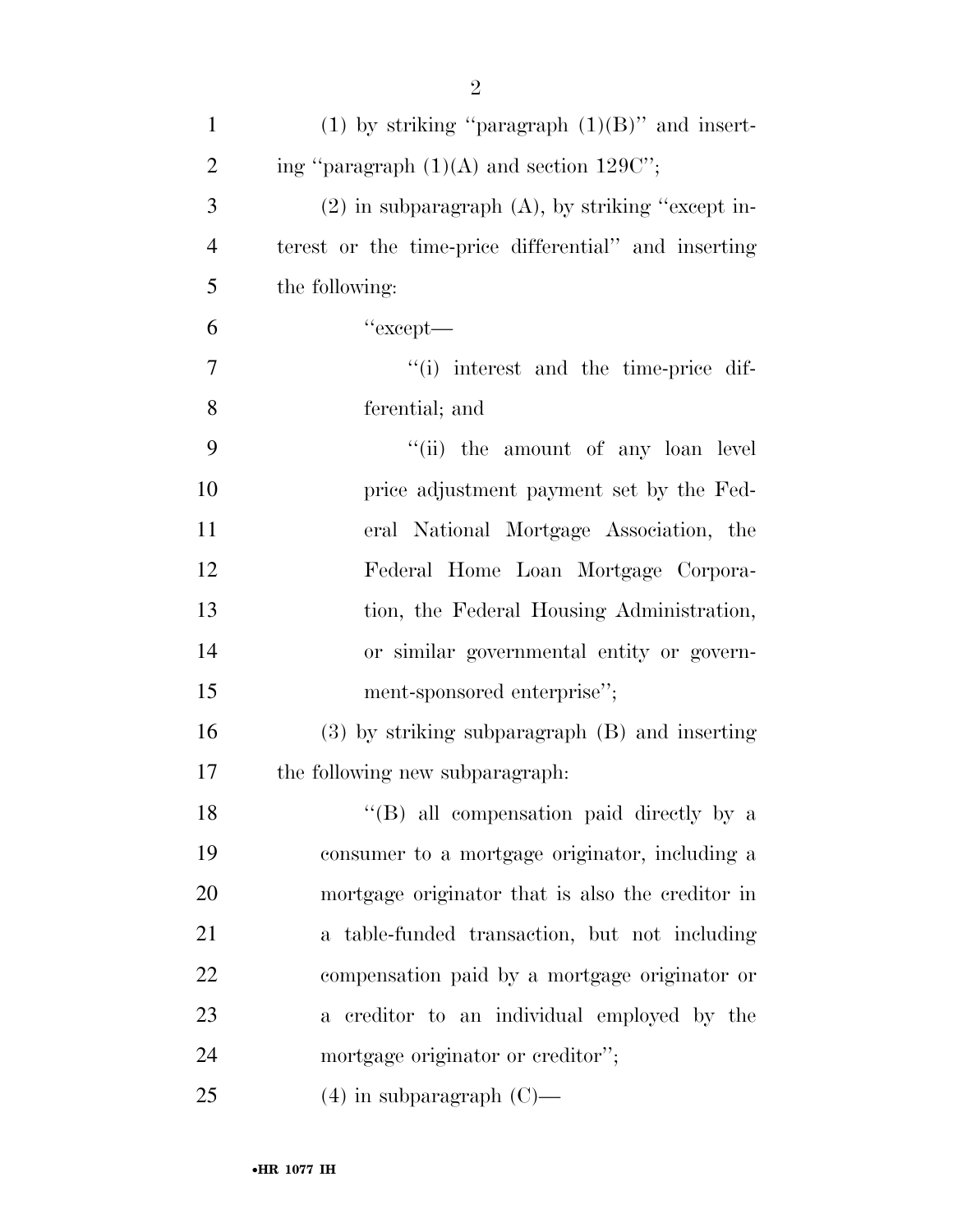(1) by striking "paragraph (1)(B)" and inserting "paragraph (1)(A) and section 129C";

(2) in subparagraph (A), by striking "except interest or the time-price differential" and inserting the following:

"except—

"(i) interest and the time-price differential; and

"(ii) the amount of any loan level price adjustment payment set by the Federal National Mortgage Association, the Federal Home Loan Mortgage Corporation, the Federal Housing Administration, or similar governmental entity or government-sponsored enterprise";

(3) by striking subparagraph (B) and inserting the following new subparagraph:

"(B) all compensation paid directly by a consumer to a mortgage originator, including a mortgage originator that is also the creditor in a table-funded transaction, but not including compensation paid by a mortgage originator or a creditor to an individual employed by the mortgage originator or creditor";

(4) in subparagraph (C)—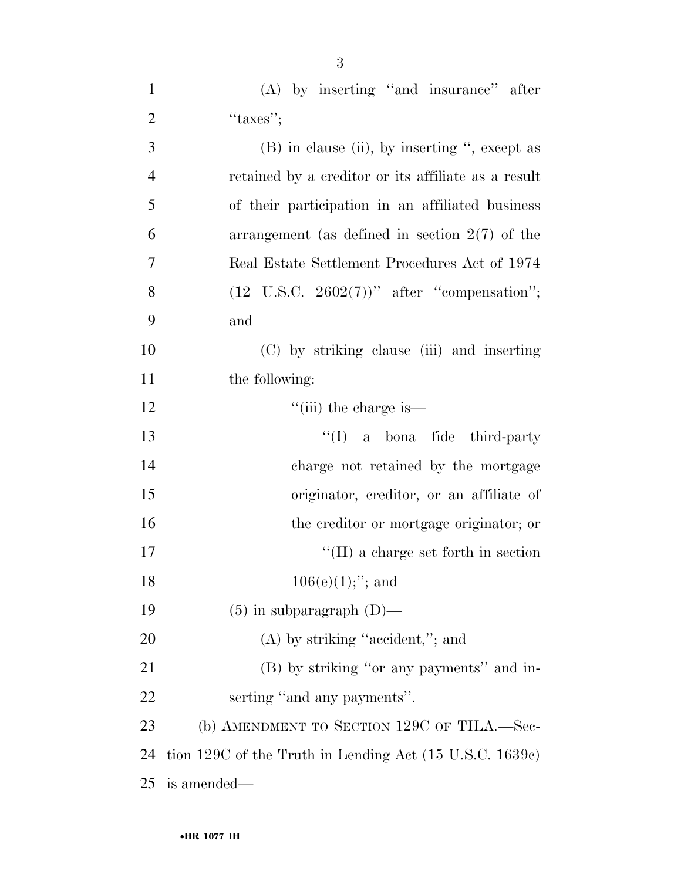(A) by inserting ''and insurance'' after ''taxes'';

(B) in clause (ii), by inserting '', except as retained by a creditor or its affiliate as a result of their participation in an affiliated business arrangement (as defined in section 2(7) of the Real Estate Settlement Procedures Act of 1974 (12 U.S.C. 2602(7))'' after ''compensation''; and

(C) by striking clause (iii) and inserting the following:

''(iii) the charge is—

''(I) a bona fide third-party charge not retained by the mortgage originator, creditor, or an affiliate of the creditor or mortgage originator; or

''(II) a charge set forth in section 106(e)(1);''; and

(5) in subparagraph (D)—

(A) by striking ''accident,''; and

(B) by striking ''or any payments'' and inserting ''and any payments''.

(b) AMENDMENT TO SECTION 129C OF TILA.—Section 129C of the Truth in Lending Act (15 U.S.C. 1639c) is amended—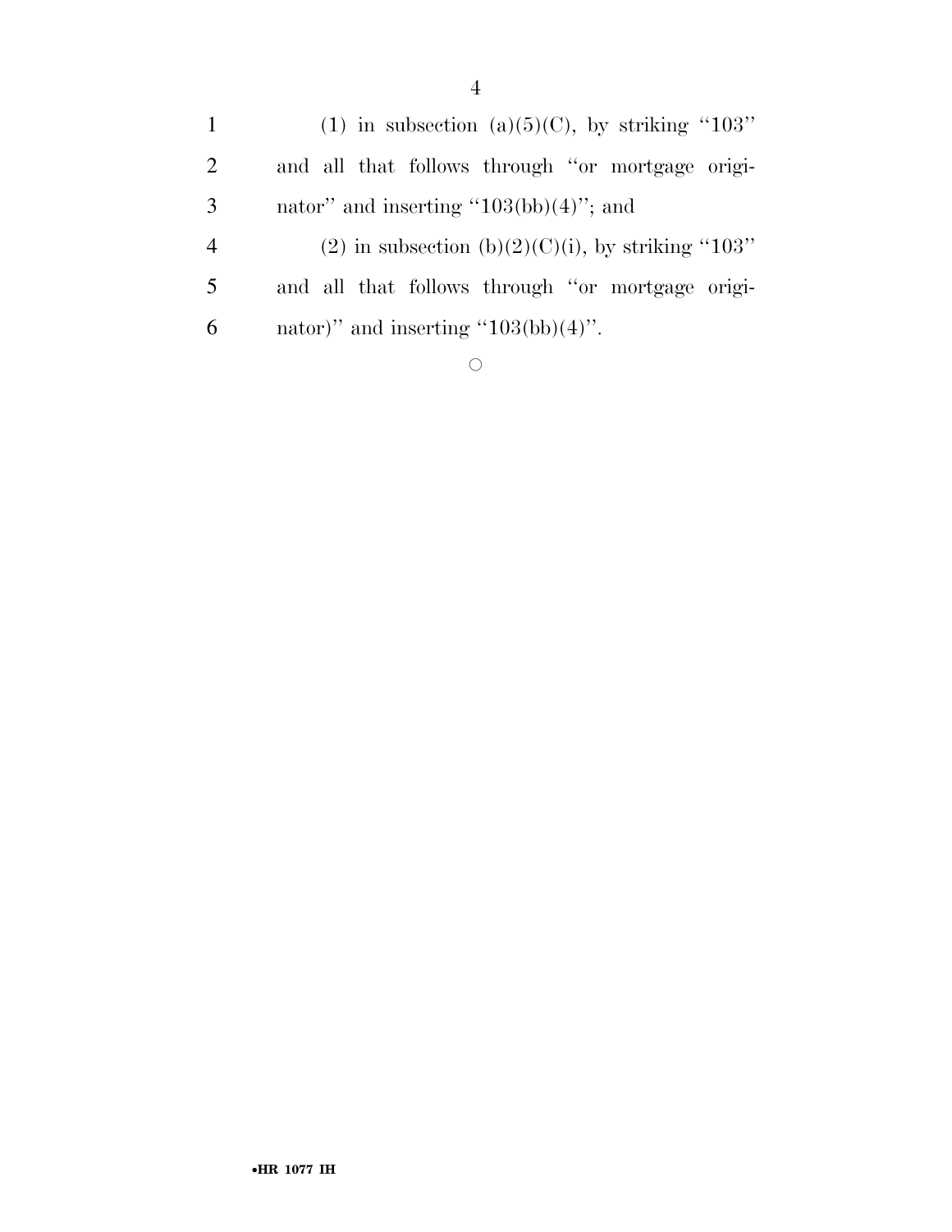(1) in subsection (a)(5)(C), by striking "103" and all that follows through "or mortgage originator" and inserting "103(bb)(4)"; and

(2) in subsection (b)(2)(C)(i), by striking "103" and all that follows through "or mortgage originator)" and inserting "103(bb)(4)".

○